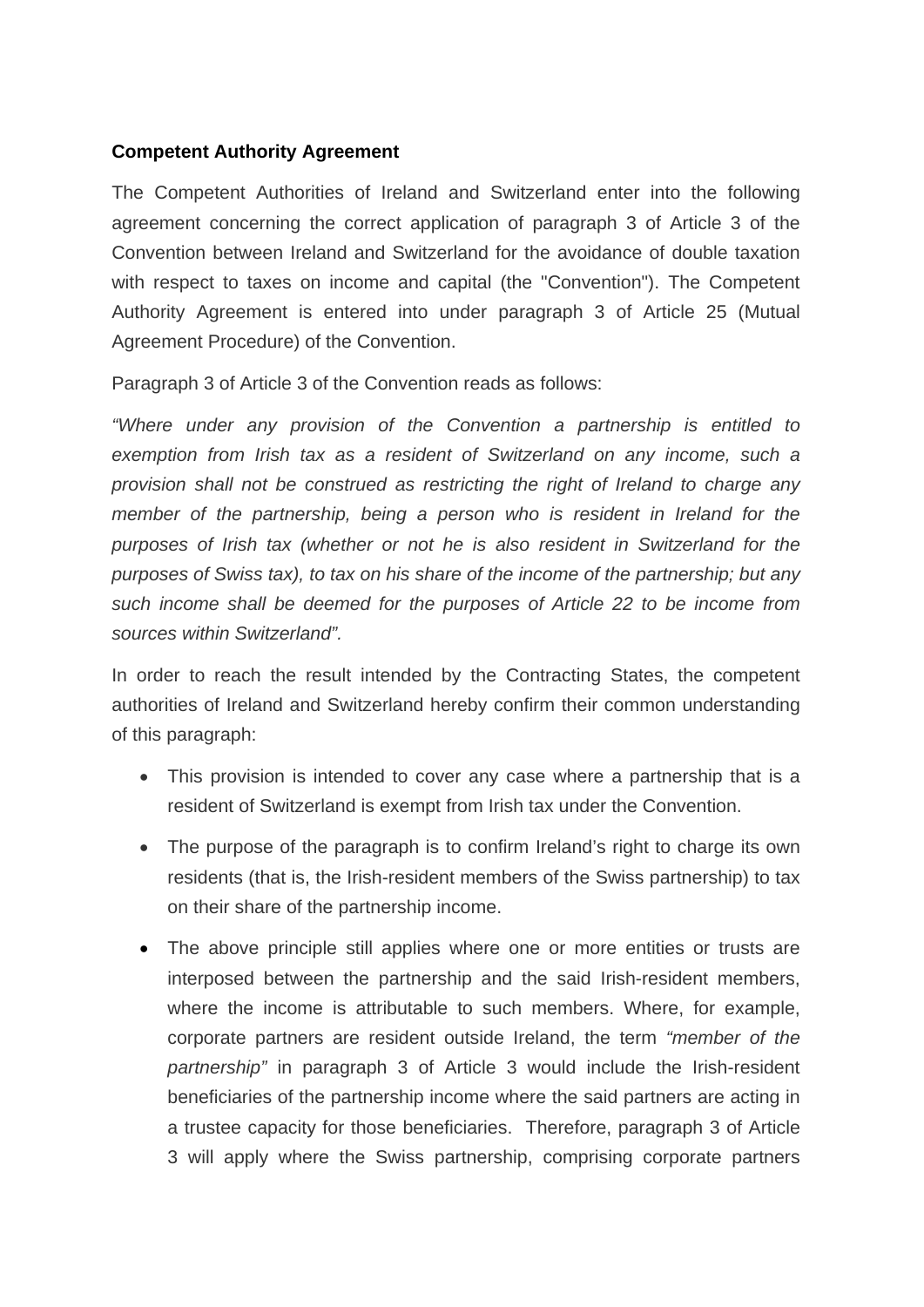**Competent Authority Agreement**

The Competent Authorities of Ireland and Switzerland enter into the following agreement concerning the correct application of paragraph 3 of Article 3 of the Convention between Ireland and Switzerland for the avoidance of double taxation with respect to taxes on income and capital (the "Convention"). The Competent Authority Agreement is entered into under paragraph 3 of Article 25 (Mutual Agreement Procedure) of the Convention.

Paragraph 3 of Article 3 of the Convention reads as follows:

*"Where under any provision of the Convention a partnership is entitled to exemption from Irish tax as a resident of Switzerland on any income, such a provision shall not be construed as restricting the right of Ireland to charge any member of the partnership, being a person who is resident in Ireland for the purposes of Irish tax (whether or not he is also resident in Switzerland for the purposes of Swiss tax), to tax on his share of the income of the partnership; but any such income shall be deemed for the purposes of Article 22 to be income from sources within Switzerland".*

In order to reach the result intended by the Contracting States, the competent authorities of Ireland and Switzerland hereby confirm their common understanding of this paragraph:

- This provision is intended to cover any case where a partnership that is a resident of Switzerland is exempt from Irish tax under the Convention.
- The purpose of the paragraph is to confirm Ireland's right to charge its own residents (that is, the Irish-resident members of the Swiss partnership) to tax on their share of the partnership income.
- The above principle still applies where one or more entities or trusts are interposed between the partnership and the said Irish-resident members, where the income is attributable to such members. Where, for example, corporate partners are resident outside Ireland, the term *"member of the partnership"* in paragraph 3 of Article 3 would include the Irish-resident beneficiaries of the partnership income where the said partners are acting in a trustee capacity for those beneficiaries. Therefore, paragraph 3 of Article 3 will apply where the Swiss partnership, comprising corporate partners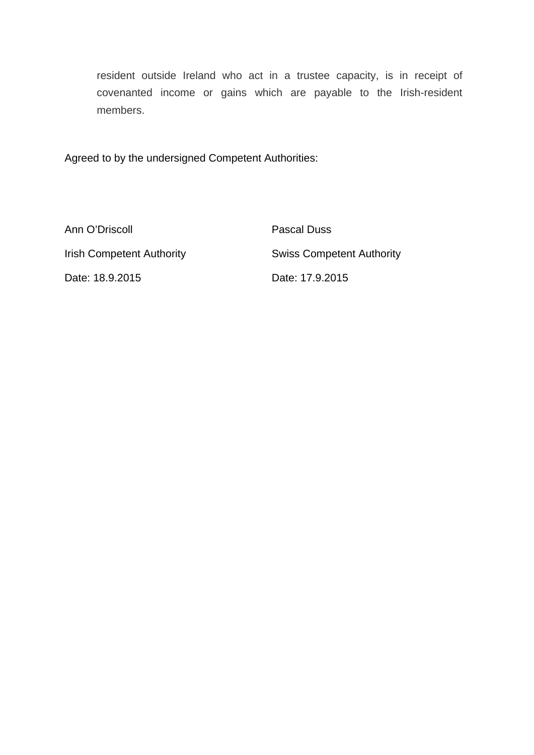resident outside Ireland who act in a trustee capacity, is in receipt of covenanted income or gains which are payable to the Irish-resident members.

Agreed to by the undersigned Competent Authorities:

| | |
|---|---|
| Ann O'Driscoll | Pascal Duss |
| Irish Competent Authority | Swiss Competent Authority |
| Date: 18.9.2015 | Date: 17.9.2015 |